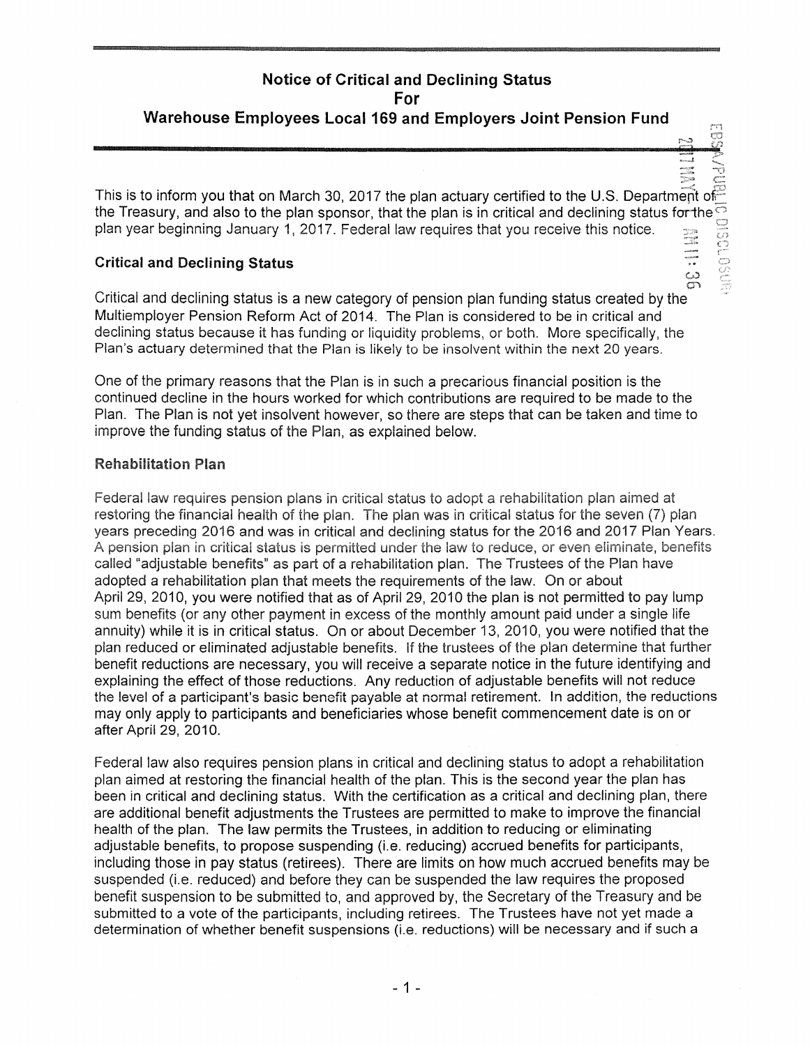# Notice of Critical and Declining Status
# For
# Warehouse Employees Local 169 and Employers Joint Pension Fund

This is to inform you that on March 30, 2017 the plan actuary certified to the U.S. Department of the Treasury, and also to the plan sponsor, that the plan is in critical and declining status for the plan year beginning January 1, 2017. Federal law requires that you receive this notice.

## Critical and Declining Status

Critical and declining status is a new category of pension plan funding status created by the Multiemployer Pension Reform Act of 2014. The Plan is considered to be in critical and declining status because it has funding or liquidity problems, or both. More specifically, the Plan's actuary determined that the Plan is likely to be insolvent within the next 20 years.

One of the primary reasons that the Plan is in such a precarious financial position is the continued decline in the hours worked for which contributions are required to be made to the Plan. The Plan is not yet insolvent however, so there are steps that can be taken and time to improve the funding status of the Plan, as explained below.

## Rehabilitation Plan

Federal law requires pension plans in critical status to adopt a rehabilitation plan aimed at restoring the financial health of the plan. The plan was in critical status for the seven (7) plan years preceding 2016 and was in critical and declining status for the 2016 and 2017 Plan Years. A pension plan in critical status is permitted under the law to reduce, or even eliminate, benefits called "adjustable benefits" as part of a rehabilitation plan. The Trustees of the Plan have adopted a rehabilitation plan that meets the requirements of the law. On or about April 29, 2010, you were notified that as of April 29, 2010 the plan is not permitted to pay lump sum benefits (or any other payment in excess of the monthly amount paid under a single life annuity) while it is in critical status. On or about December 13, 2010, you were notified that the plan reduced or eliminated adjustable benefits. If the trustees of the plan determine that further benefit reductions are necessary, you will receive a separate notice in the future identifying and explaining the effect of those reductions. Any reduction of adjustable benefits will not reduce the level of a participant's basic benefit payable at normal retirement. In addition, the reductions may only apply to participants and beneficiaries whose benefit commencement date is on or after April 29, 2010.

Federal law also requires pension plans in critical and declining status to adopt a rehabilitation plan aimed at restoring the financial health of the plan. This is the second year the plan has been in critical and declining status. With the certification as a critical and declining plan, there are additional benefit adjustments the Trustees are permitted to make to improve the financial health of the plan. The law permits the Trustees, in addition to reducing or eliminating adjustable benefits, to propose suspending (i.e. reducing) accrued benefits for participants, including those in pay status (retirees). There are limits on how much accrued benefits may be suspended (i.e. reduced) and before they can be suspended the law requires the proposed benefit suspension to be submitted to, and approved by, the Secretary of the Treasury and be submitted to a vote of the participants, including retirees. The Trustees have not yet made a determination of whether benefit suspensions (i.e. reductions) will be necessary and if such a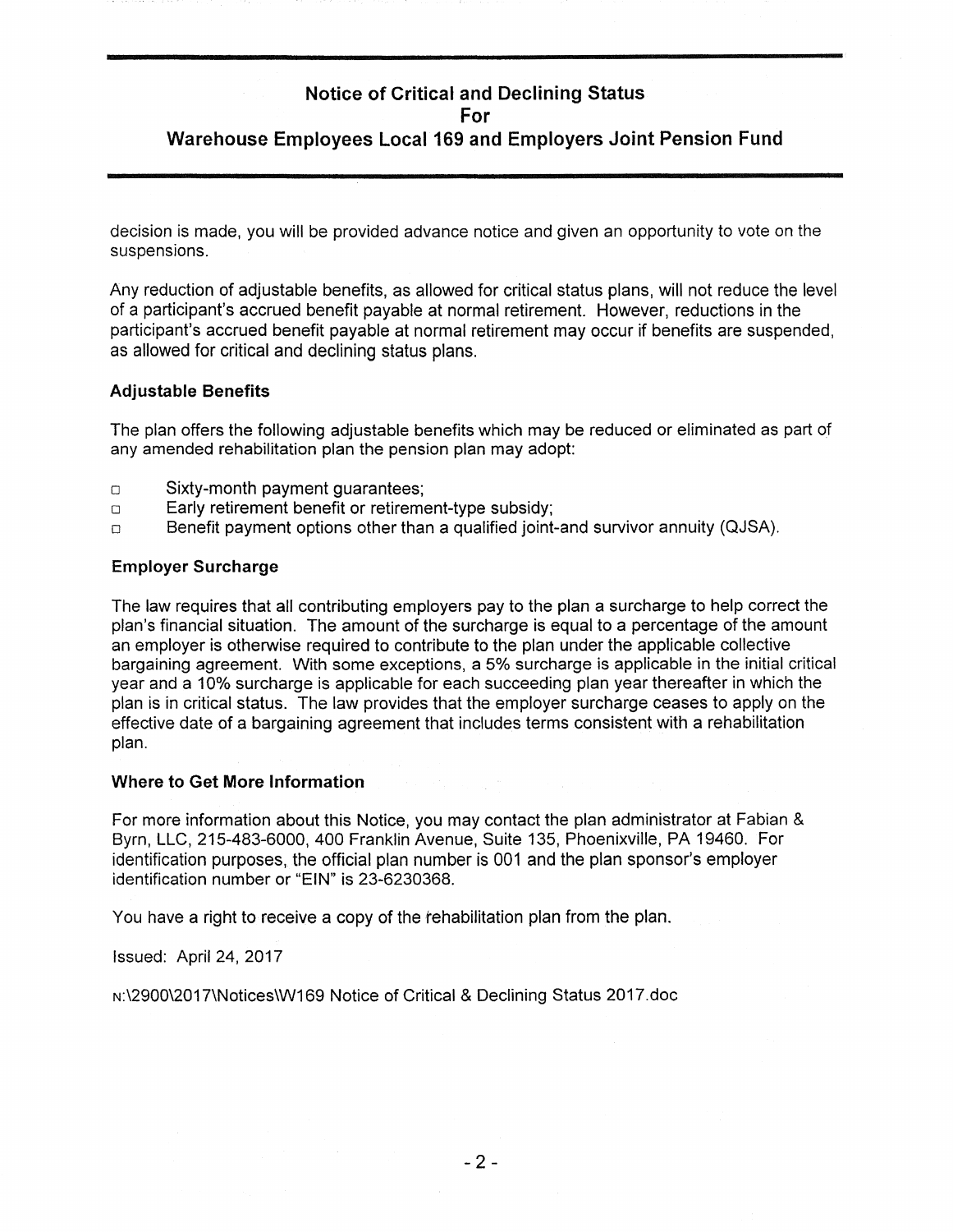decision is made, you will be provided advance notice and given an opportunity to vote on the suspensions.

Any reduction of adjustable benefits, as allowed for critical status plans, will not reduce the level of a participant's accrued benefit payable at normal retirement. However, reductions in the participant's accrued benefit payable at normal retirement may occur if benefits are suspended, as allowed for critical and declining status plans.

### Adjustable Benefits

The plan offers the following adjustable benefits which may be reduced or eliminated as part of any amended rehabilitation plan the pension plan may adopt:

- Sixty-month payment guarantees;
- Early retirement benefit or retirement-type subsidy;
- Benefit payment options other than a qualified joint-and survivor annuity (QJSA).

### Employer Surcharge

The law requires that all contributing employers pay to the plan a surcharge to help correct the plan's financial situation. The amount of the surcharge is equal to a percentage of the amount an employer is otherwise required to contribute to the plan under the applicable collective bargaining agreement. With some exceptions, a 5% surcharge is applicable in the initial critical year and a 10% surcharge is applicable for each succeeding plan year thereafter in which the plan is in critical status. The law provides that the employer surcharge ceases to apply on the effective date of a bargaining agreement that includes terms consistent with a rehabilitation plan.

### Where to Get More Information

For more information about this Notice, you may contact the plan administrator at Fabian & Byrn, LLC, 215-483-6000, 400 Franklin Avenue, Suite 135, Phoenixville, PA 19460. For identification purposes, the official plan number is 001 and the plan sponsor's employer identification number or "EIN" is 23-6230368.

You have a right to receive a copy of the rehabilitation plan from the plan.

Issued: April 24, 2017

N:\2900\2017\Notices\W169 Notice of Critical & Declining Status 2017.doc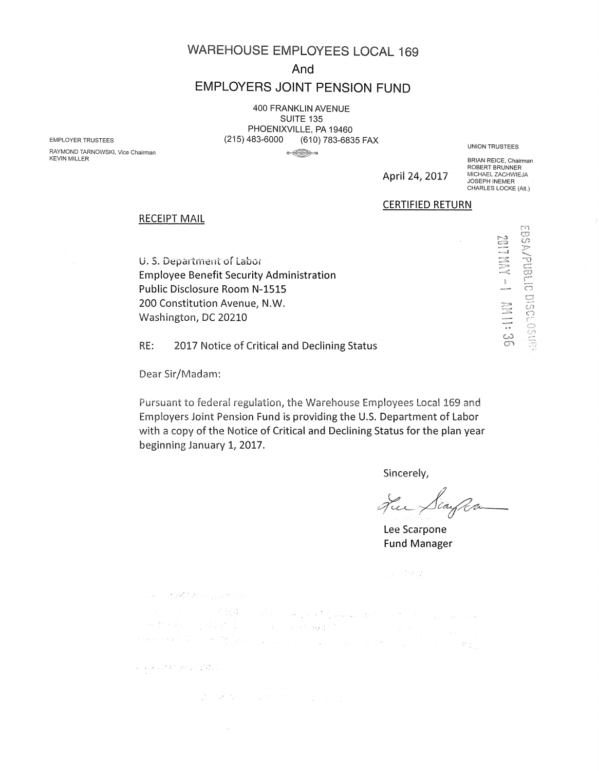# WAREHOUSE EMPLOYEES LOCAL 169

## And

## EMPLOYERS JOINT PENSION FUND

400 FRANKLIN AVENUE
SUITE 135
PHOENIXVILLE, PA 19460
(215) 483-6000 (610) 783-6835 FAX

EMPLOYER TRUSTEES

RAYMOND TARNOWSKI, Vice Chairman
KEVIN MILLER

UNION TRUSTEES

BRIAN REICE, Chairman
ROBERT BRUNNER
MICHAEL ZACHWIEJA
JOSEPH INEMER
CHARLES LOCKE (Alt.)

April 24, 2017

CERTIFIED RETURN RECEIPT MAIL

EBSA/PUBLIC DISCLOSURE
2017 MAY -1 AM 11:36

U. S. Department of Labor
Employee Benefit Security Administration
Public Disclosure Room N-1515
200 Constitution Avenue, N.W.
Washington, DC 20210

RE: 2017 Notice of Critical and Declining Status

Dear Sir/Madam:

Pursuant to federal regulation, the Warehouse Employees Local 169 and Employers Joint Pension Fund is providing the U.S. Department of Labor with a copy of the Notice of Critical and Declining Status for the plan year beginning January 1, 2017.

Sincerely,

Lee Scarpone
Fund Manager